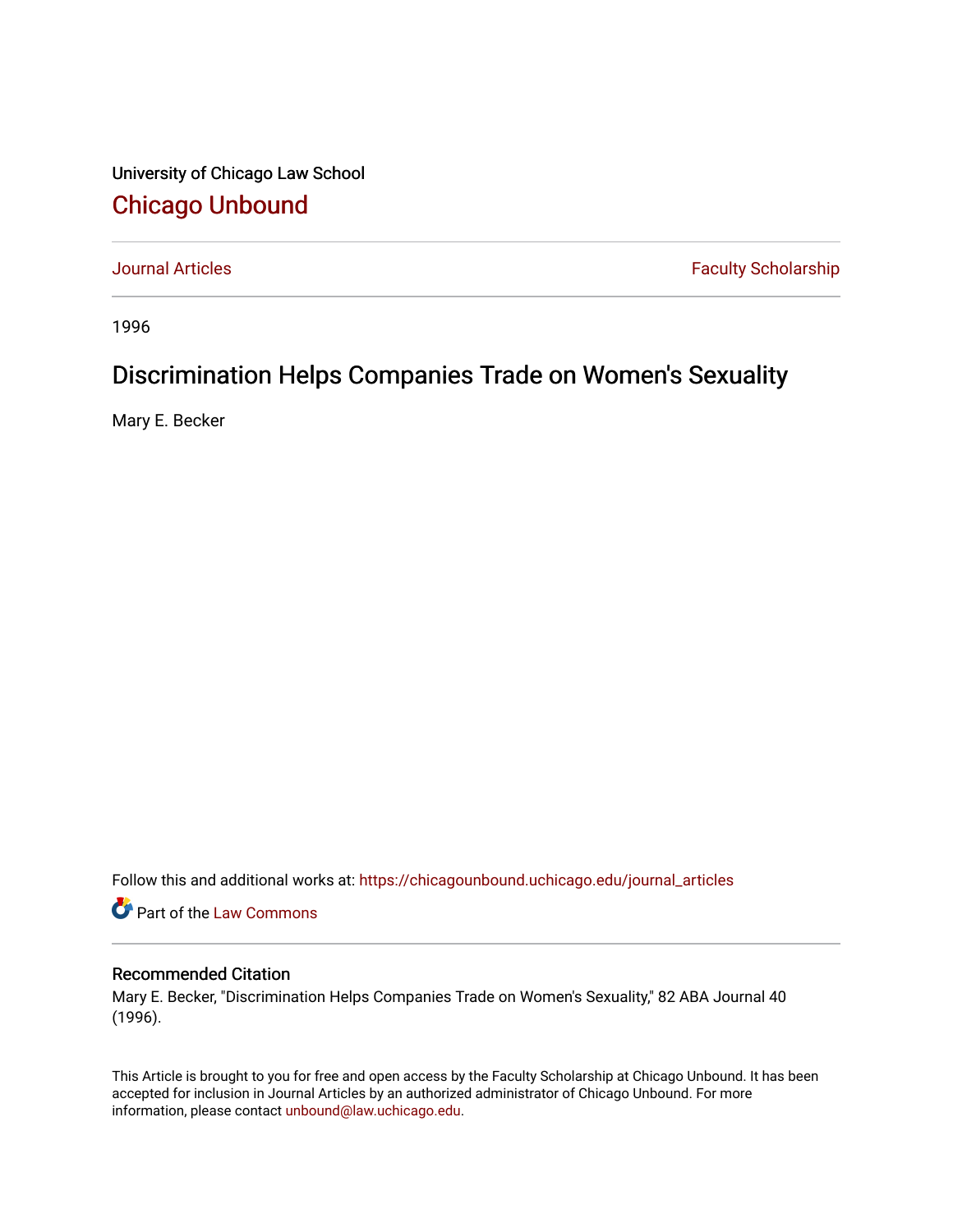University of Chicago Law School

# Chicago Unbound

Journal Articles | Faculty Scholarship

1996

## Discrimination Helps Companies Trade on Women's Sexuality

Mary E. Becker

Follow this and additional works at: https://chicagounbound.uchicago.edu/journal_articles

Part of the Law Commons

### Recommended Citation

Mary E. Becker, "Discrimination Helps Companies Trade on Women's Sexuality," 82 ABA Journal 40 (1996).

This Article is brought to you for free and open access by the Faculty Scholarship at Chicago Unbound. It has been accepted for inclusion in Journal Articles by an authorized administrator of Chicago Unbound. For more information, please contact unbound@law.uchicago.edu.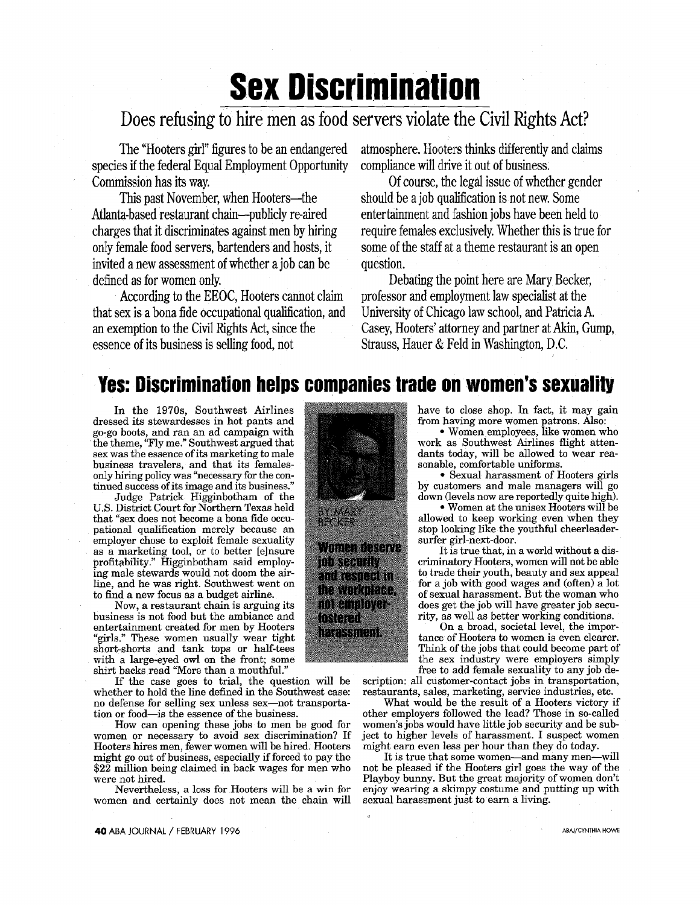# Sex Discrimination

## Does refusing to hire men as food servers violate the Civil Rights Act?

The "Hooters girl" figures to be an endangered species if the federal Equal Employment Opportunity Commission has its way.

This past November, when Hooters—the Atlanta-based restaurant chain—publicly re-aired charges that it discriminates against men by hiring only female food servers, bartenders and hosts, it invited a new assessment of whether a job can be defined as for women only.

According to the EEOC, Hooters cannot claim that sex is a bona fide occupational qualification, and an exemption to the Civil Rights Act, since the essence of its business is selling food, not atmosphere. Hooters thinks differently and claims compliance will drive it out of business.

Of course, the legal issue of whether gender should be a job qualification is not new. Some entertainment and fashion jobs have been held to require females exclusively. Whether this is true for some of the staff at a theme restaurant is an open question.

Debating the point here are Mary Becker, professor and employment law specialist at the University of Chicago law school, and Patricia A. Casey, Hooters' attorney and partner at Akin, Gump, Strauss, Hauer & Feld in Washington, D.C.

## Yes: Discrimination helps companies trade on women's sexuality

BY MARY BECKER

**Women deserve job security and respect in the workplace, not employer-fostered harassment.**

In the 1970s, Southwest Airlines dressed its stewardesses in hot pants and go-go boots, and ran an ad campaign with the theme, "Fly me." Southwest argued that sex was the essence of its marketing to male business travelers, and that its females-only hiring policy was "necessary for the continued success of its image and its business."

Judge Patrick Higginbotham of the U.S. District Court for Northern Texas held that "sex does not become a bona fide occupational qualification merely because an employer chose to exploit female sexuality as a marketing tool, or to better [e]nsure profitability." Higginbotham said employing male stewards would not doom the airline, and he was right. Southwest went on to find a new focus as a budget airline.

Now, a restaurant chain is arguing its business is not food but the ambiance and entertainment created for men by Hooters "girls." These women usually wear tight short-shorts and tank tops or half-tees with a large-eyed owl on the front; some shirt backs read "More than a mouthful."

If the case goes to trial, the question will be whether to hold the line defined in the Southwest case: no defense for selling sex unless sex—not transportation or food—is the essence of the business.

How can opening these jobs to men be good for women or necessary to avoid sex discrimination? If Hooters hires men, fewer women will be hired. Hooters might go out of business, especially if forced to pay the $22 million being claimed in back wages for men who were not hired.

Nevertheless, a loss for Hooters will be a win for women and certainly does not mean the chain will have to close shop. In fact, it may gain from having more women patrons. Also:

- Women employees, like women who work as Southwest Airlines flight attendants today, will be allowed to wear reasonable, comfortable uniforms.
- Sexual harassment of Hooters girls by customers and male managers will go down (levels now are reportedly quite high).
- Women at the unisex Hooters will be allowed to keep working even when they stop looking like the youthful cheerleader-surfer girl-next-door.

It is true that, in a world without a discriminatory Hooters, women will not be able to trade their youth, beauty and sex appeal for a job with good wages and (often) a lot of sexual harassment. But the woman who does get the job will have greater job security, as well as better working conditions.

On a broad, societal level, the importance of Hooters to women is even clearer. Think of the jobs that could become part of the sex industry were employers simply free to add female sexuality to any job description: all customer-contact jobs in transportation, restaurants, sales, marketing, service industries, etc.

What would be the result of a Hooters victory if other employers followed the lead? Those in so-called women's jobs would have little job security and be subject to higher levels of harassment. I suspect women might earn even less per hour than they do today.

It is true that some women—and many men—will not be pleased if the Hooters girl goes the way of the Playboy bunny. But the great majority of women don't enjoy wearing a skimpy costume and putting up with sexual harassment just to earn a living.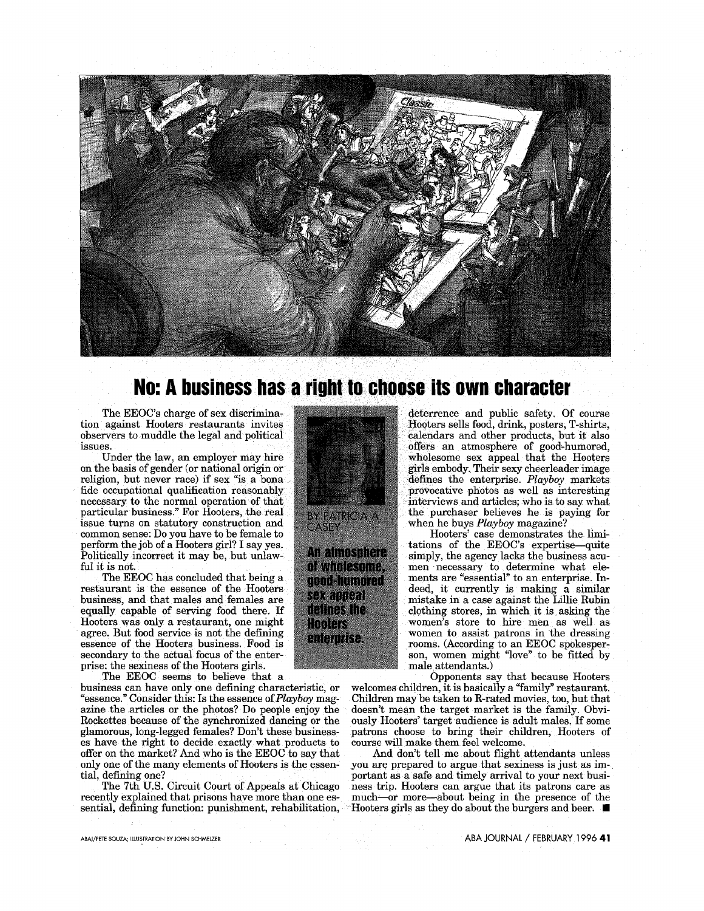## No: A business has a right to choose its own character

BY PATRICIA A. CASEY

**An atmosphere of wholesome, good-humored sex appeal defines the Hooters enterprise.**

The EEOC's charge of sex discrimination against Hooters restaurants invites observers to muddle the legal and political issues.

Under the law, an employer may hire on the basis of gender (or national origin or religion, but never race) if sex "is a bona fide occupational qualification reasonably necessary to the normal operation of that particular business." For Hooters, the real issue turns on statutory construction and common sense: Do you have to be female to perform the job of a Hooters girl? I say yes. Politically incorrect it may be, but unlawful it is not.

The EEOC has concluded that being a restaurant is the essence of the Hooters business, and that males and females are equally capable of serving food there. If Hooters was only a restaurant, one might agree. But food service is not the defining essence of the Hooters business. Food is secondary to the actual focus of the enterprise: the sexiness of the Hooters girls.

The EEOC seems to believe that a business can have only one defining characteristic, or "essence." Consider this: Is the essence of *Playboy* magazine the articles or the photos? Do people enjoy the Rockettes because of the synchronized dancing or the glamorous, long-legged females? Don't these businesses have the right to decide exactly what products to offer on the market? And who is the EEOC to say that only one of the many elements of Hooters is the essential, defining one?

The 7th U.S. Circuit Court of Appeals at Chicago recently explained that prisons have more than one essential, defining function: punishment, rehabilitation, deterrence and public safety. Of course Hooters sells food, drink, posters, T-shirts, calendars and other products, but it also offers an atmosphere of good-humored, wholesome sex appeal that the Hooters girls embody. Their sexy cheerleader image defines the enterprise. *Playboy* markets provocative photos as well as interesting interviews and articles; who is to say what the purchaser believes he is paying for when he buys *Playboy* magazine?

Hooters' case demonstrates the limitations of the EEOC's expertise—quite simply, the agency lacks the business acumen necessary to determine what elements are "essential" to an enterprise. Indeed, it currently is making a similar mistake in a case against the Lillie Rubin clothing stores, in which it is asking the women's store to hire men as well as women to assist patrons in the dressing rooms. (According to an EEOC spokesperson, women might "love" to be fitted by male attendants.)

Opponents say that because Hooters welcomes children, it is basically a "family" restaurant. Children may be taken to R-rated movies, too, but that doesn't mean the target market is the family. Obviously Hooters' target audience is adult males. If some patrons choose to bring their children, Hooters of course will make them feel welcome.

And don't tell me about flight attendants unless you are prepared to argue that sexiness is just as important as a safe and timely arrival to your next business trip. Hooters can argue that its patrons care as much—or more—about being in the presence of the Hooters girls as they do about the burgers and beer. ■

ABAJ/PETE SOUZA; ILLUSTRATION BY JOHN SCHMELZER